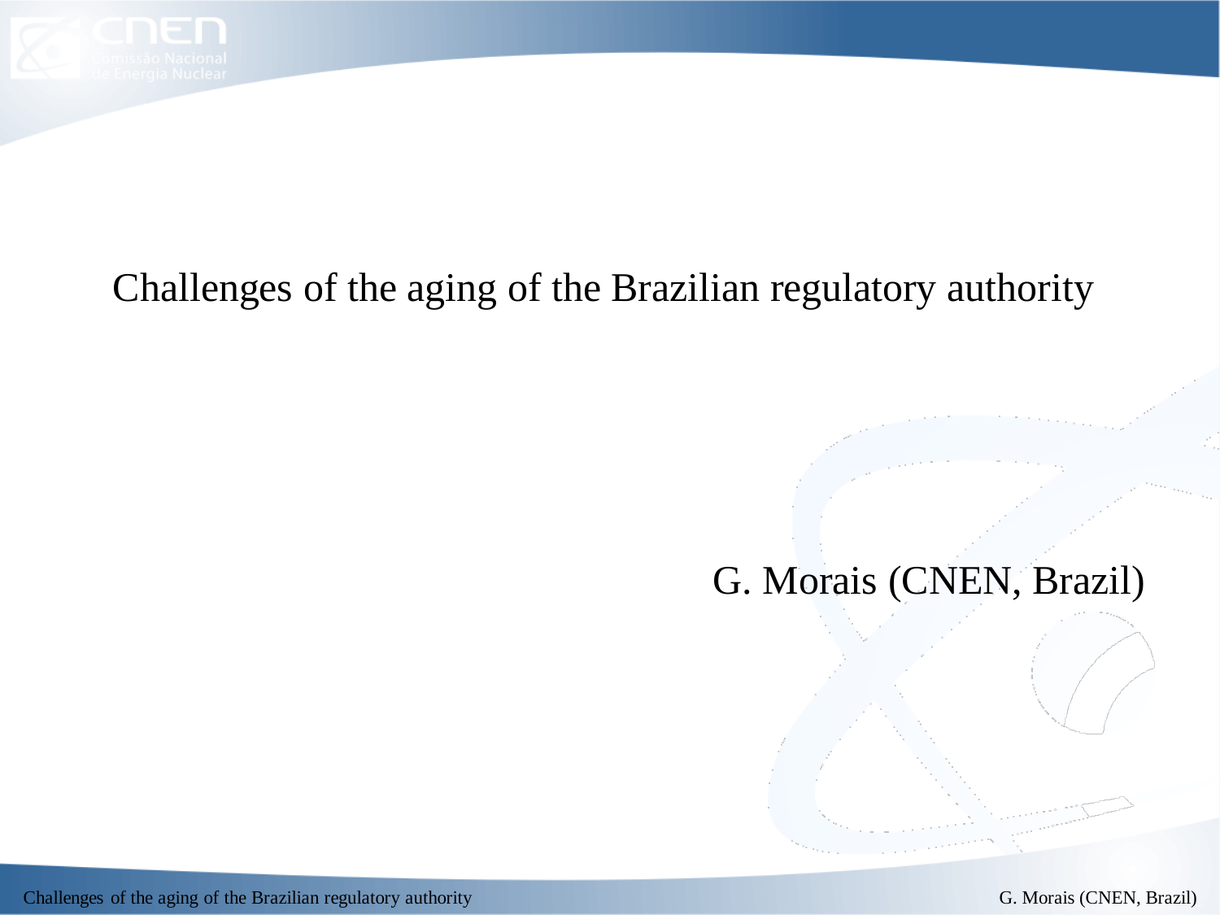# Challenges of the aging of the Brazilian regulatory authority

G. Morais (CNEN, Brazil)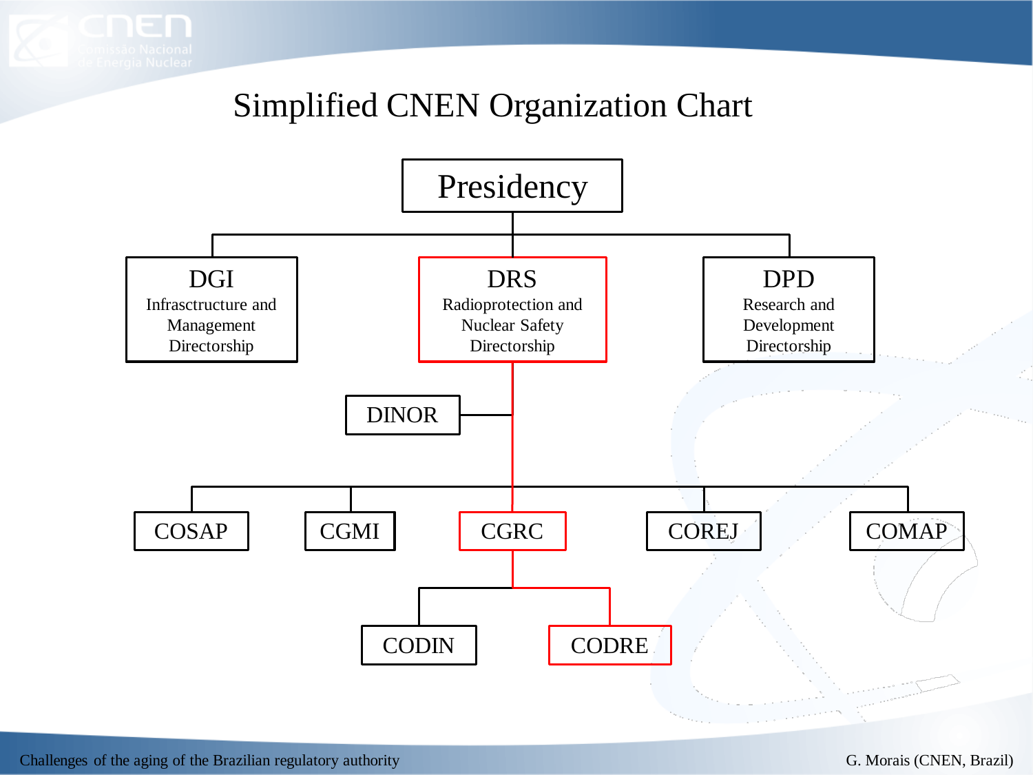# Simplified CNEN Organization Chart

- **Presidency**
  - **DGI** – Infrasctructure and Management Directorship
  - **DRS** – Radioprotection and Nuclear Safety Directorship
    - DINOR
    - COSAP
    - CGMI
    - CGRC
      - CODIN
      - CODRE
    - COREJ
    - COMAP
  - **DPD** – Research and Development Directorship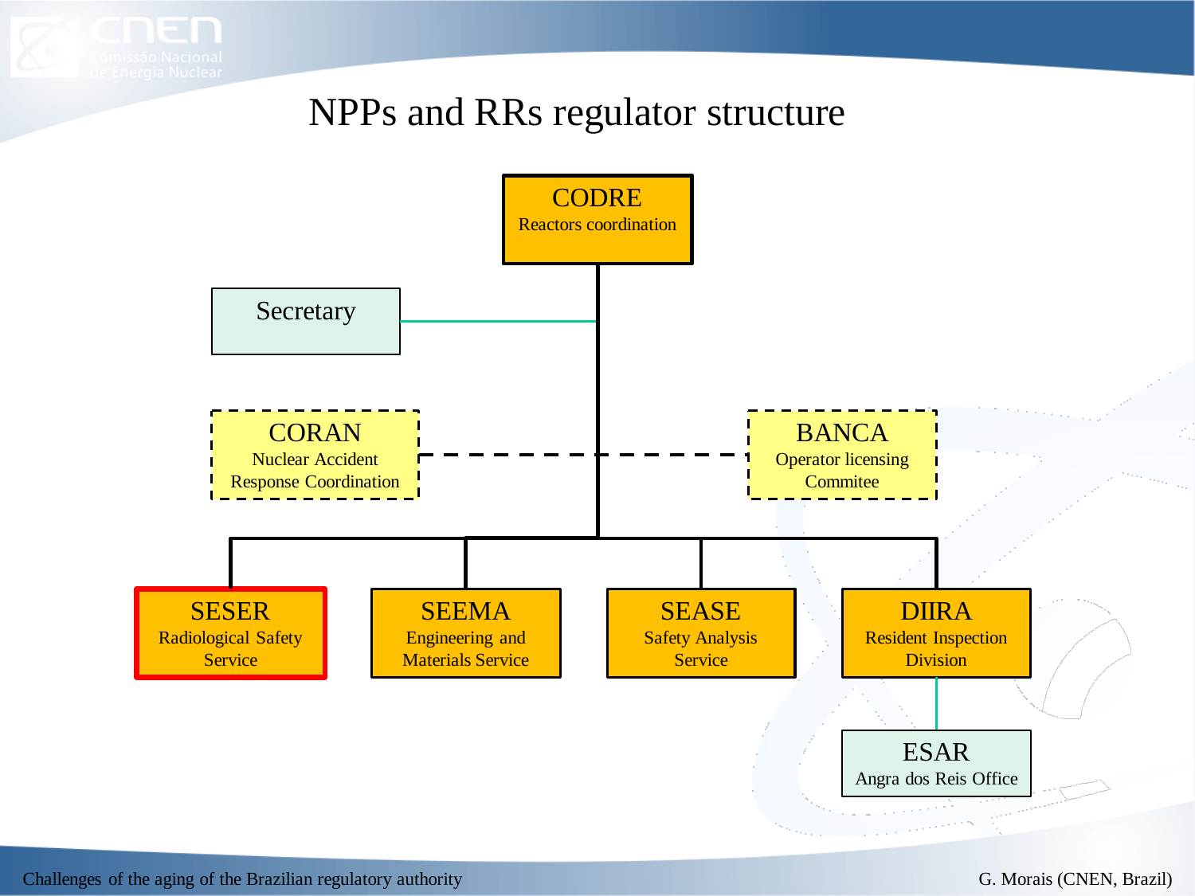# NPPs and RRs regulator structure

- **CODRE** – Reactors coordination
  - Secretary
  - **CORAN** – Nuclear Accident Response Coordination
  - **BANCA** – Operator licensing Commitee
  - **SESER** – Radiological Safety Service
  - **SEEMA** – Engineering and Materials Service
  - **SEASE** – Safety Analysis Service
  - **DIIRA** – Resident Inspection Division
    - **ESAR** – Angra dos Reis Office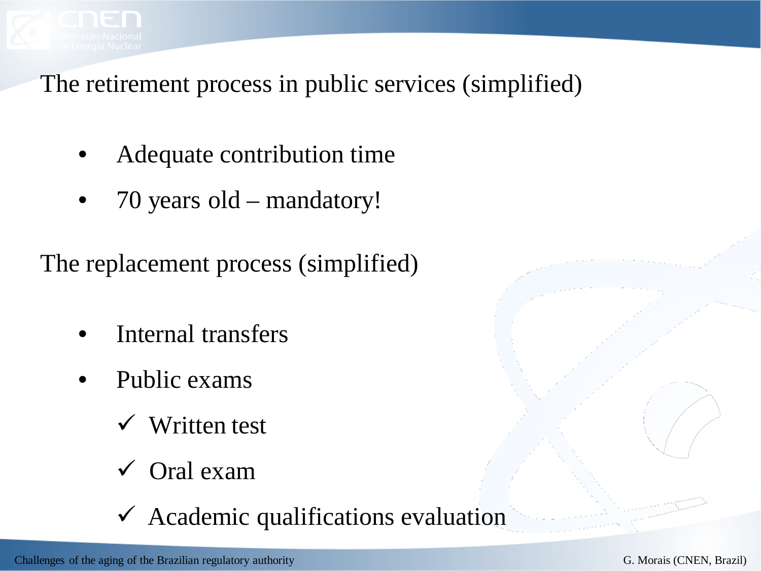## The retirement process in public services (simplified)

- Adequate contribution time
- 70 years old – mandatory!

## The replacement process (simplified)

- Internal transfers
- Public exams
  - ✓ Written test
  - ✓ Oral exam
  - ✓ Academic qualifications evaluation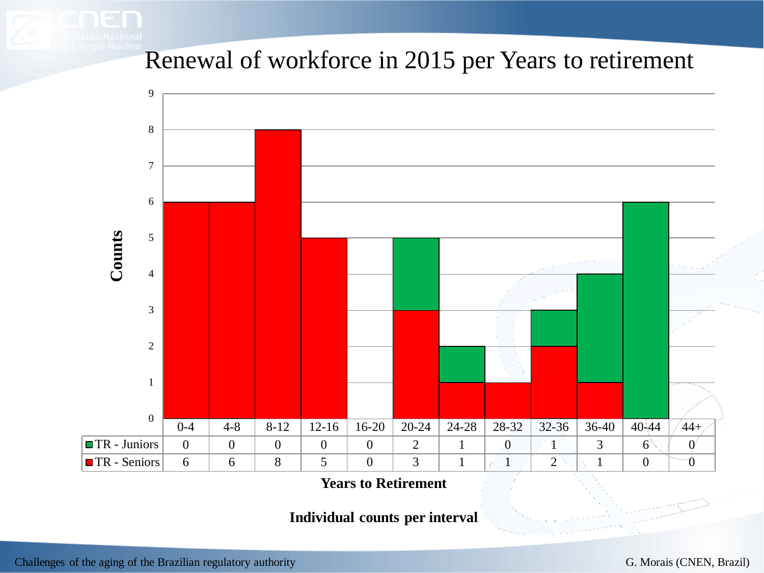# Renewal of workforce in 2015 per Years to retirement

| Years to Retirement | 0-4 | 4-8 | 8-12 | 12-16 | 16-20 | 20-24 | 24-28 | 28-32 | 32-36 | 36-40 | 40-44 | 44+ |
|---|---|---|---|---|---|---|---|---|---|---|---|---|
| TR - Juniors | 0 | 0 | 0 | 0 | 0 | 2 | 1 | 0 | 1 | 3 | 6 | 0 |
| TR - Seniors | 6 | 6 | 8 | 5 | 0 | 3 | 1 | 1 | 2 | 1 | 0 | 0 |

**Individual counts per interval**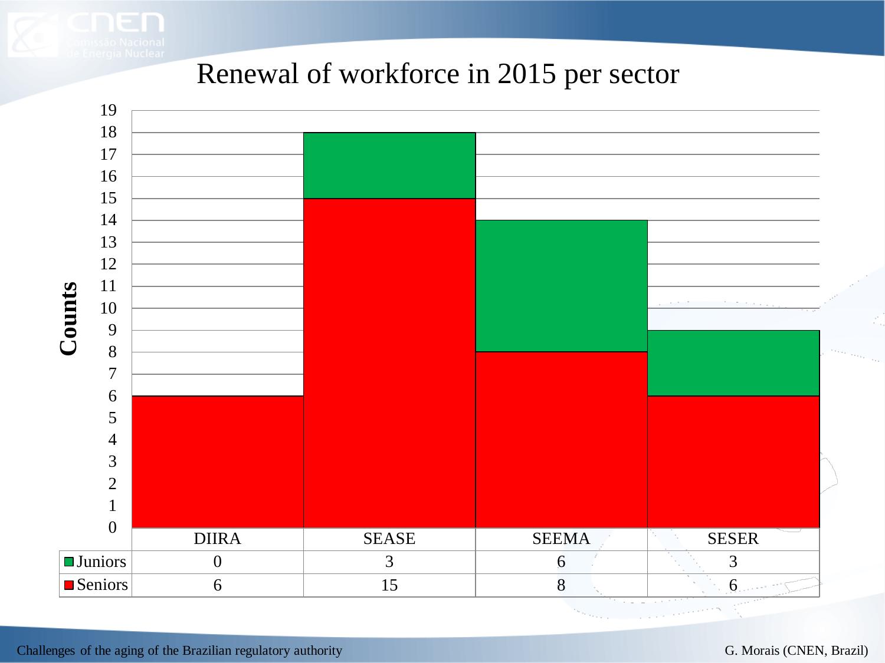# Renewal of workforce in 2015 per sector

| | DIIRA | SEASE | SEEMA | SESER |
|---|---|---|---|---|
| Juniors | 0 | 3 | 6 | 3 |
| Seniors | 6 | 15 | 8 | 6 |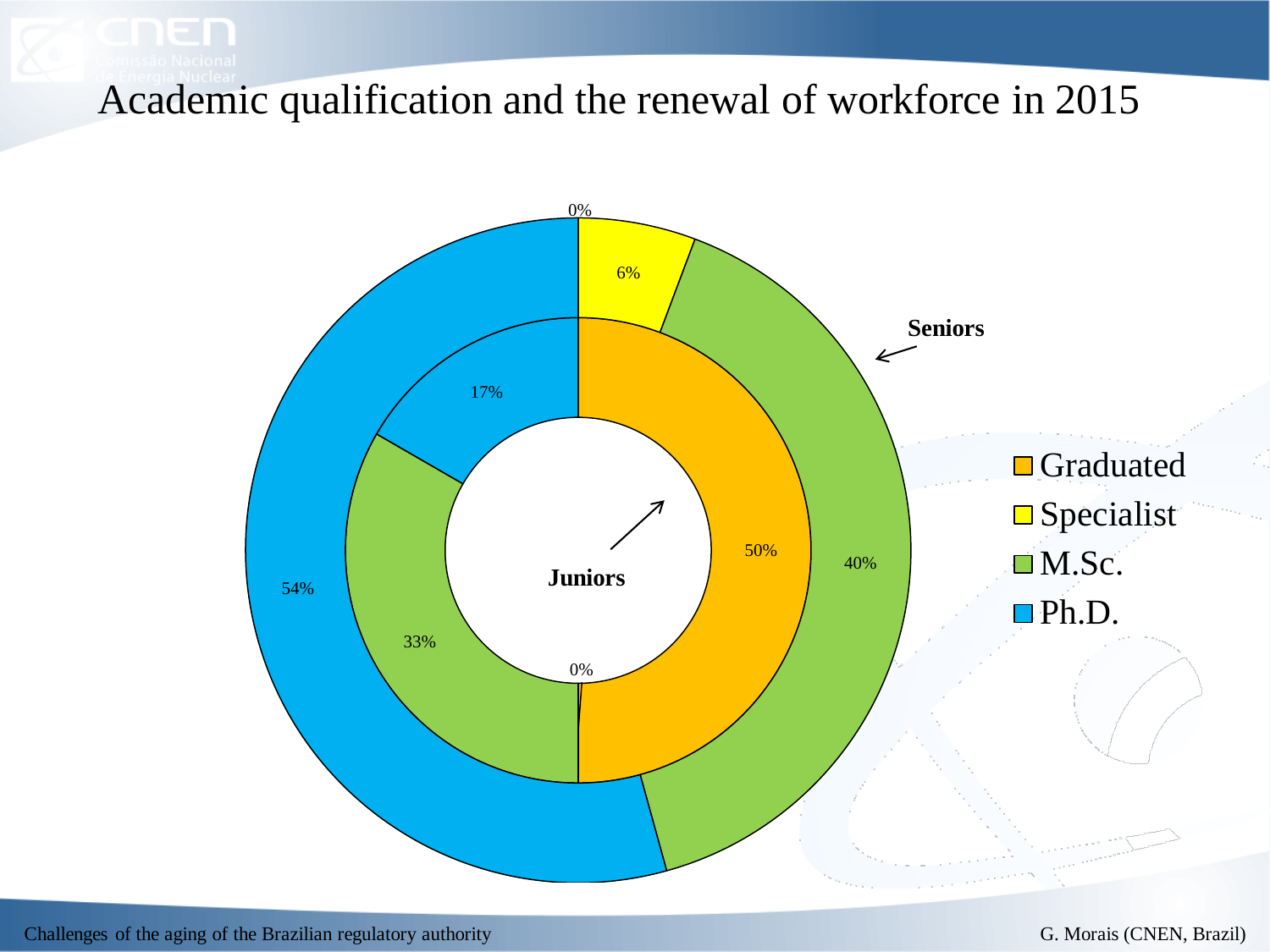# Academic qualification and the renewal of workforce in 2015

Seniors

Juniors

| Qualification | Juniors | Seniors |
|---|---|---|
| Graduated | 50% | 0% |
| Specialist | 0% | 6% |
| M.Sc. | 33% | 40% |
| Ph.D. | 17% | 54% |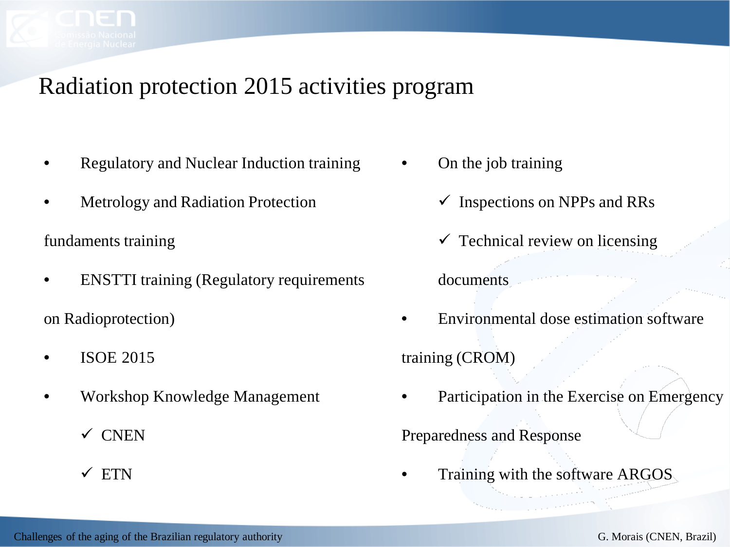# Radiation protection 2015 activities program

- Regulatory and Nuclear Induction training
- Metrology and Radiation Protection fundaments training
- ENSTTI training (Regulatory requirements on Radioprotection)
- ISOE 2015
- Workshop Knowledge Management
  - ✓ CNEN
  - ✓ ETN

- On the job training
  - ✓ Inspections on NPPs and RRs
  - ✓ Technical review on licensing documents
- Environmental dose estimation software training (CROM)
- Participation in the Exercise on Emergency Preparedness and Response
- Training with the software ARGOS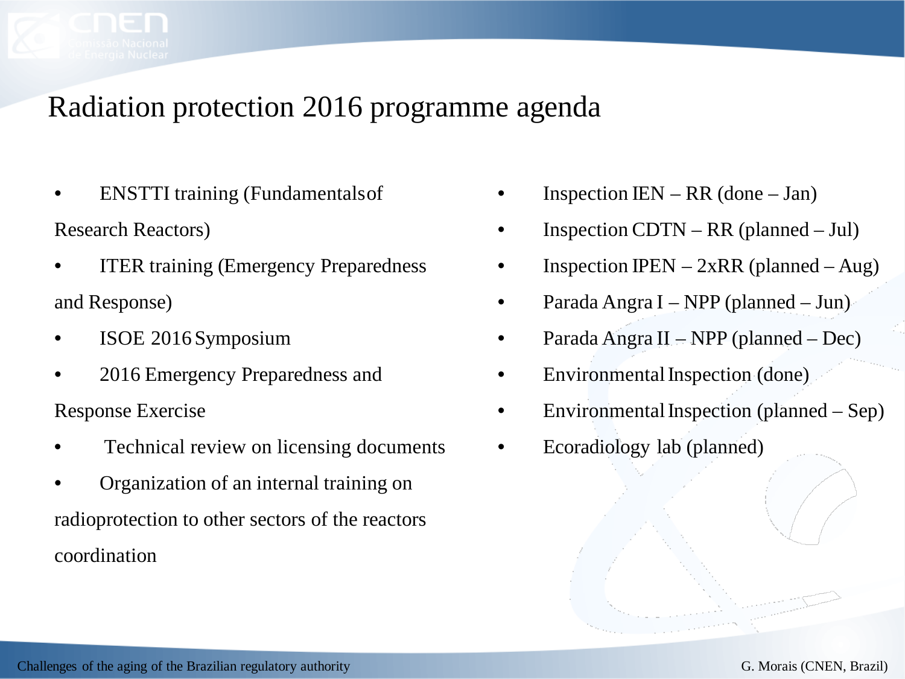# Radiation protection 2016 programme agenda

- ENSTTI training (Fundamentals of Research Reactors)
- ITER training (Emergency Preparedness and Response)
- ISOE 2016 Symposium
- 2016 Emergency Preparedness and Response Exercise
- Technical review on licensing documents
- Organization of an internal training on radioprotection to other sectors of the reactors coordination

- Inspection IEN – RR (done – Jan)
- Inspection CDTN – RR (planned – Jul)
- Inspection IPEN – 2xRR (planned – Aug)
- Parada Angra I – NPP (planned – Jun)
- Parada Angra II – NPP (planned – Dec)
- Environmental Inspection (done)
- Environmental Inspection (planned – Sep)
- Ecoradiology lab (planned)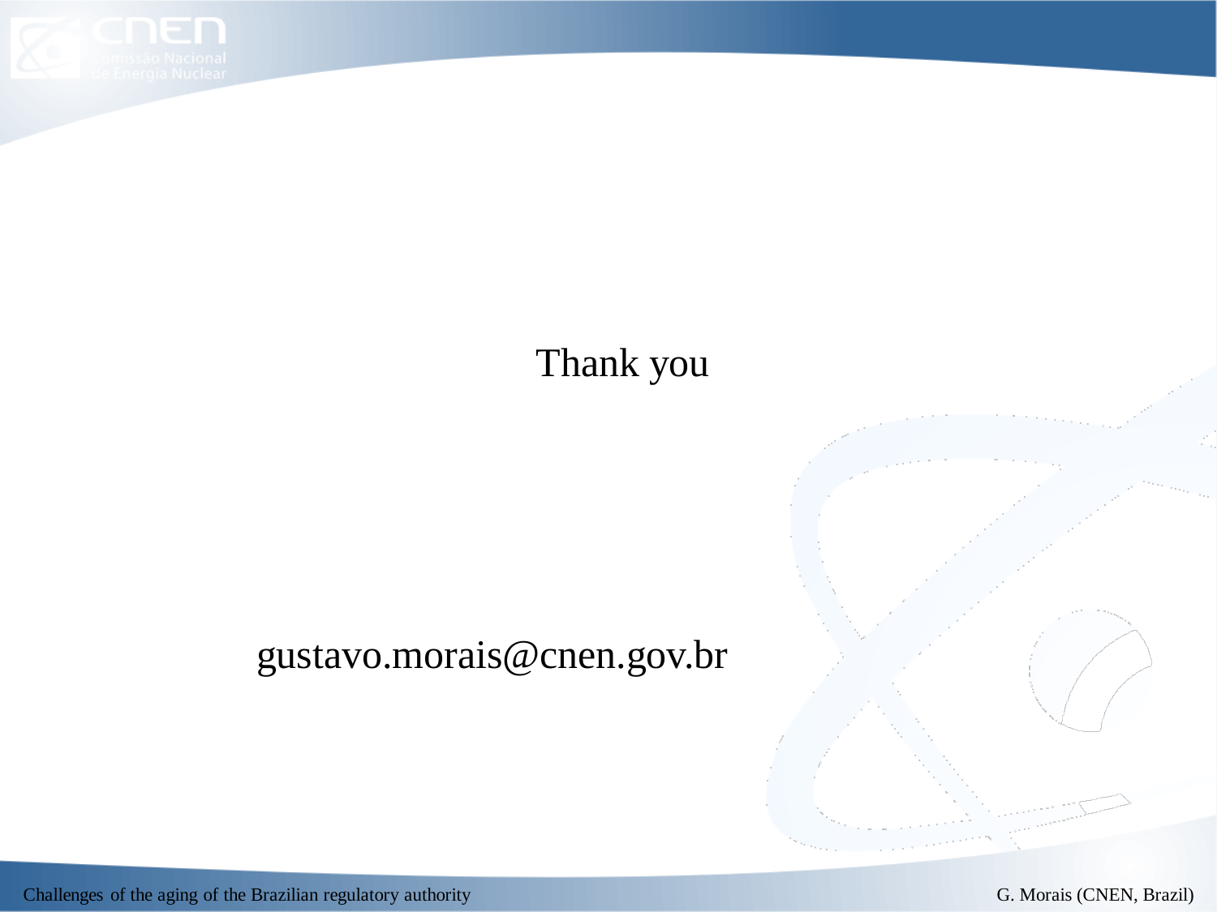Thank you

gustavo.morais@cnen.gov.br